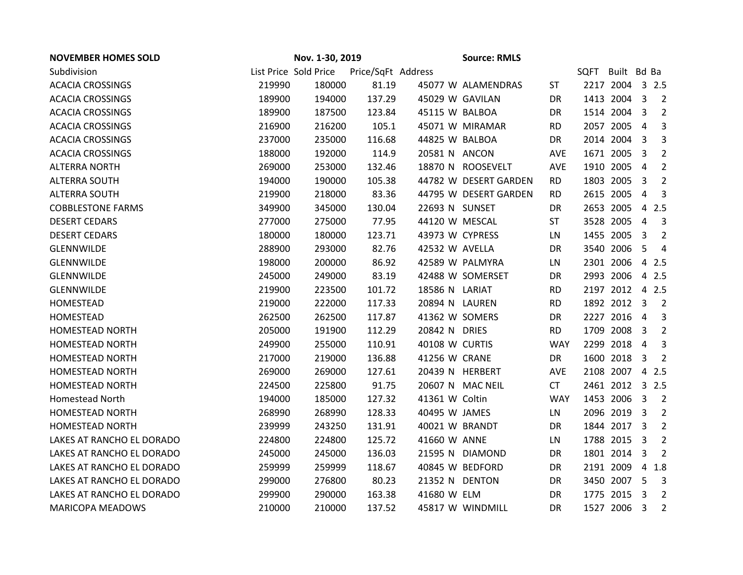**NOVEMBER HOMES SOLD** **Nov. 1-30, 2019** **Source: RMLS**

| Subdivision | List Price | Sold Price | Price/SqFt | Address | | | | SQFT | Built | Bd | Ba |
|---|---|---|---|---|---|---|---|---|---|---|---|
| ACACIA CROSSINGS | 219990 | 180000 | 81.19 | 45077 | W | ALAMENDRAS | ST | 2217 | 2004 | 3 | 2.5 |
| ACACIA CROSSINGS | 189900 | 194000 | 137.29 | 45029 | W | GAVILAN | DR | 1413 | 2004 | 3 | 2 |
| ACACIA CROSSINGS | 189900 | 187500 | 123.84 | 45115 | W | BALBOA | DR | 1514 | 2004 | 3 | 2 |
| ACACIA CROSSINGS | 216900 | 216200 | 105.1 | 45071 | W | MIRAMAR | RD | 2057 | 2005 | 4 | 3 |
| ACACIA CROSSINGS | 237000 | 235000 | 116.68 | 44825 | W | BALBOA | DR | 2014 | 2004 | 3 | 3 |
| ACACIA CROSSINGS | 188000 | 192000 | 114.9 | 20581 | N | ANCON | AVE | 1671 | 2005 | 3 | 2 |
| ALTERRA NORTH | 269000 | 253000 | 132.46 | 18870 | N | ROOSEVELT | AVE | 1910 | 2005 | 4 | 2 |
| ALTERRA SOUTH | 194000 | 190000 | 105.38 | 44782 | W | DESERT GARDEN | RD | 1803 | 2005 | 3 | 2 |
| ALTERRA SOUTH | 219900 | 218000 | 83.36 | 44795 | W | DESERT GARDEN | RD | 2615 | 2005 | 4 | 3 |
| COBBLESTONE FARMS | 349900 | 345000 | 130.04 | 22693 | N | SUNSET | DR | 2653 | 2005 | 4 | 2.5 |
| DESERT CEDARS | 277000 | 275000 | 77.95 | 44120 | W | MESCAL | ST | 3528 | 2005 | 4 | 3 |
| DESERT CEDARS | 180000 | 180000 | 123.71 | 43973 | W | CYPRESS | LN | 1455 | 2005 | 3 | 2 |
| GLENNWILDE | 288900 | 293000 | 82.76 | 42532 | W | AVELLA | DR | 3540 | 2006 | 5 | 4 |
| GLENNWILDE | 198000 | 200000 | 86.92 | 42589 | W | PALMYRA | LN | 2301 | 2006 | 4 | 2.5 |
| GLENNWILDE | 245000 | 249000 | 83.19 | 42488 | W | SOMERSET | DR | 2993 | 2006 | 4 | 2.5 |
| GLENNWILDE | 219900 | 223500 | 101.72 | 18586 | N | LARIAT | RD | 2197 | 2012 | 4 | 2.5 |
| HOMESTEAD | 219000 | 222000 | 117.33 | 20894 | N | LAUREN | RD | 1892 | 2012 | 3 | 2 |
| HOMESTEAD | 262500 | 262500 | 117.87 | 41362 | W | SOMERS | DR | 2227 | 2016 | 4 | 3 |
| HOMESTEAD NORTH | 205000 | 191900 | 112.29 | 20842 | N | DRIES | RD | 1709 | 2008 | 3 | 2 |
| HOMESTEAD NORTH | 249900 | 255000 | 110.91 | 40108 | W | CURTIS | WAY | 2299 | 2018 | 4 | 3 |
| HOMESTEAD NORTH | 217000 | 219000 | 136.88 | 41256 | W | CRANE | DR | 1600 | 2018 | 3 | 2 |
| HOMESTEAD NORTH | 269000 | 269000 | 127.61 | 20439 | N | HERBERT | AVE | 2108 | 2007 | 4 | 2.5 |
| HOMESTEAD NORTH | 224500 | 225800 | 91.75 | 20607 | N | MAC NEIL | CT | 2461 | 2012 | 3 | 2.5 |
| Homestead North | 194000 | 185000 | 127.32 | 41361 | W | Coltin | WAY | 1453 | 2006 | 3 | 2 |
| HOMESTEAD NORTH | 268990 | 268990 | 128.33 | 40495 | W | JAMES | LN | 2096 | 2019 | 3 | 2 |
| HOMESTEAD NORTH | 239999 | 243250 | 131.91 | 40021 | W | BRANDT | DR | 1844 | 2017 | 3 | 2 |
| LAKES AT RANCHO EL DORADO | 224800 | 224800 | 125.72 | 41660 | W | ANNE | LN | 1788 | 2015 | 3 | 2 |
| LAKES AT RANCHO EL DORADO | 245000 | 245000 | 136.03 | 21595 | N | DIAMOND | DR | 1801 | 2014 | 3 | 2 |
| LAKES AT RANCHO EL DORADO | 259999 | 259999 | 118.67 | 40845 | W | BEDFORD | DR | 2191 | 2009 | 4 | 1.8 |
| LAKES AT RANCHO EL DORADO | 299000 | 276800 | 80.23 | 21352 | N | DENTON | DR | 3450 | 2007 | 5 | 3 |
| LAKES AT RANCHO EL DORADO | 299900 | 290000 | 163.38 | 41680 | W | ELM | DR | 1775 | 2015 | 3 | 2 |
| MARICOPA MEADOWS | 210000 | 210000 | 137.52 | 45817 | W | WINDMILL | DR | 1527 | 2006 | 3 | 2 |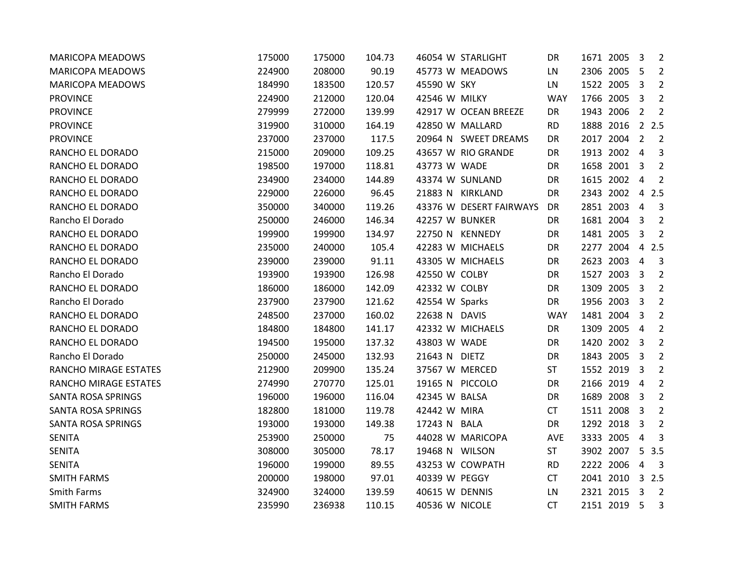| | | | | | | | | | | | |
|---|---|---|---|---|---|---|---|---|---|---|---|
| MARICOPA MEADOWS | 175000 | 175000 | 104.73 | 46054 | W | STARLIGHT | DR | 1671 | 2005 | 3 | 2 |
| MARICOPA MEADOWS | 224900 | 208000 | 90.19 | 45773 | W | MEADOWS | LN | 2306 | 2005 | 5 | 2 |
| MARICOPA MEADOWS | 184990 | 183500 | 120.57 | 45590 | W | SKY | LN | 1522 | 2005 | 3 | 2 |
| PROVINCE | 224900 | 212000 | 120.04 | 42546 | W | MILKY | WAY | 1766 | 2005 | 3 | 2 |
| PROVINCE | 279999 | 272000 | 139.99 | 42917 | W | OCEAN BREEZE | DR | 1943 | 2006 | 2 | 2 |
| PROVINCE | 319900 | 310000 | 164.19 | 42850 | W | MALLARD | RD | 1888 | 2016 | 2 | 2.5 |
| PROVINCE | 237000 | 237000 | 117.5 | 20964 | N | SWEET DREAMS | DR | 2017 | 2004 | 2 | 2 |
| RANCHO EL DORADO | 215000 | 209000 | 109.25 | 43657 | W | RIO GRANDE | DR | 1913 | 2002 | 4 | 3 |
| RANCHO EL DORADO | 198500 | 197000 | 118.81 | 43773 | W | WADE | DR | 1658 | 2001 | 3 | 2 |
| RANCHO EL DORADO | 234900 | 234000 | 144.89 | 43374 | W | SUNLAND | DR | 1615 | 2002 | 4 | 2 |
| RANCHO EL DORADO | 229000 | 226000 | 96.45 | 21883 | N | KIRKLAND | DR | 2343 | 2002 | 4 | 2.5 |
| RANCHO EL DORADO | 350000 | 340000 | 119.26 | 43376 | W | DESERT FAIRWAYS | DR | 2851 | 2003 | 4 | 3 |
| Rancho El Dorado | 250000 | 246000 | 146.34 | 42257 | W | BUNKER | DR | 1681 | 2004 | 3 | 2 |
| RANCHO EL DORADO | 199900 | 199900 | 134.97 | 22750 | N | KENNEDY | DR | 1481 | 2005 | 3 | 2 |
| RANCHO EL DORADO | 235000 | 240000 | 105.4 | 42283 | W | MICHAELS | DR | 2277 | 2004 | 4 | 2.5 |
| RANCHO EL DORADO | 239000 | 239000 | 91.11 | 43305 | W | MICHAELS | DR | 2623 | 2003 | 4 | 3 |
| Rancho El Dorado | 193900 | 193900 | 126.98 | 42550 | W | COLBY | DR | 1527 | 2003 | 3 | 2 |
| RANCHO EL DORADO | 186000 | 186000 | 142.09 | 42332 | W | COLBY | DR | 1309 | 2005 | 3 | 2 |
| Rancho El Dorado | 237900 | 237900 | 121.62 | 42554 | W | Sparks | DR | 1956 | 2003 | 3 | 2 |
| RANCHO EL DORADO | 248500 | 237000 | 160.02 | 22638 | N | DAVIS | WAY | 1481 | 2004 | 3 | 2 |
| RANCHO EL DORADO | 184800 | 184800 | 141.17 | 42332 | W | MICHAELS | DR | 1309 | 2005 | 4 | 2 |
| RANCHO EL DORADO | 194500 | 195000 | 137.32 | 43803 | W | WADE | DR | 1420 | 2002 | 3 | 2 |
| Rancho El Dorado | 250000 | 245000 | 132.93 | 21643 | N | DIETZ | DR | 1843 | 2005 | 3 | 2 |
| RANCHO MIRAGE ESTATES | 212900 | 209900 | 135.24 | 37567 | W | MERCED | ST | 1552 | 2019 | 3 | 2 |
| RANCHO MIRAGE ESTATES | 274990 | 270770 | 125.01 | 19165 | N | PICCOLO | DR | 2166 | 2019 | 4 | 2 |
| SANTA ROSA SPRINGS | 196000 | 196000 | 116.04 | 42345 | W | BALSA | DR | 1689 | 2008 | 3 | 2 |
| SANTA ROSA SPRINGS | 182800 | 181000 | 119.78 | 42442 | W | MIRA | CT | 1511 | 2008 | 3 | 2 |
| SANTA ROSA SPRINGS | 193000 | 193000 | 149.38 | 17243 | N | BALA | DR | 1292 | 2018 | 3 | 2 |
| SENITA | 253900 | 250000 | 75 | 44028 | W | MARICOPA | AVE | 3333 | 2005 | 4 | 3 |
| SENITA | 308000 | 305000 | 78.17 | 19468 | N | WILSON | ST | 3902 | 2007 | 5 | 3.5 |
| SENITA | 196000 | 199000 | 89.55 | 43253 | W | COWPATH | RD | 2222 | 2006 | 4 | 3 |
| SMITH FARMS | 200000 | 198000 | 97.01 | 40339 | W | PEGGY | CT | 2041 | 2010 | 3 | 2.5 |
| Smith Farms | 324900 | 324000 | 139.59 | 40615 | W | DENNIS | LN | 2321 | 2015 | 3 | 2 |
| SMITH FARMS | 235990 | 236938 | 110.15 | 40536 | W | NICOLE | CT | 2151 | 2019 | 5 | 3 |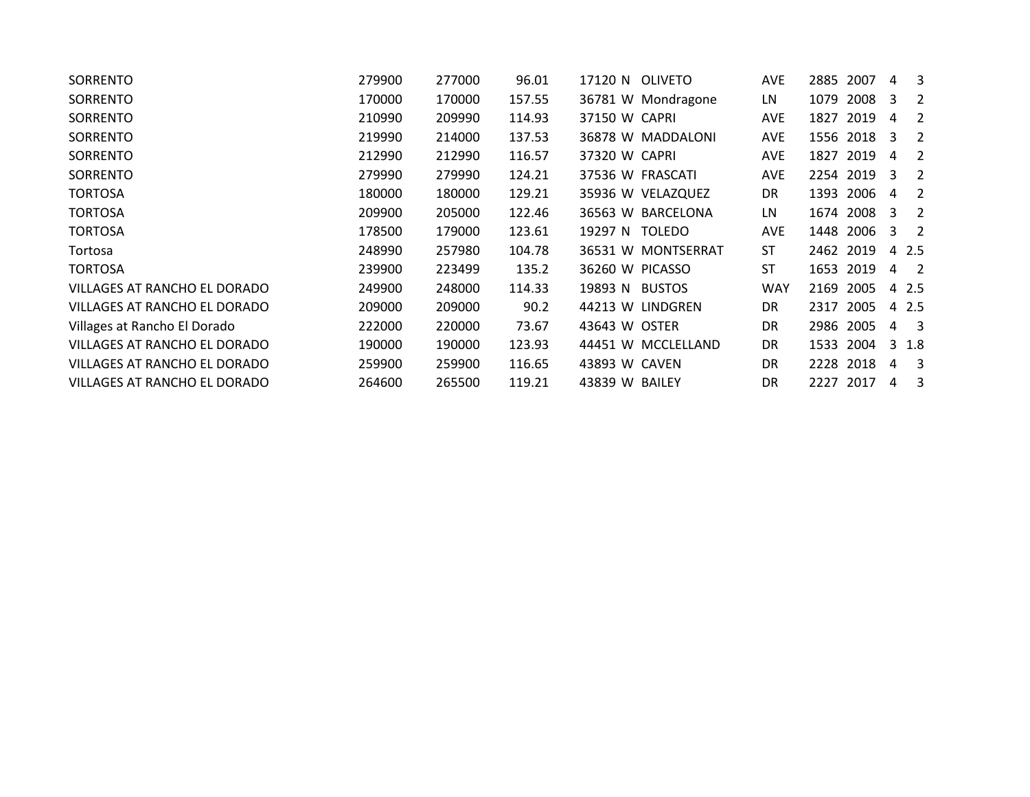| | | | | | | | | | | | |
|---|---|---|---|---|---|---|---|---|---|---|---|
| SORRENTO | 279900 | 277000 | 96.01 | 17120 | N | OLIVETO | AVE | 2885 | 2007 | 4 | 3 |
| SORRENTO | 170000 | 170000 | 157.55 | 36781 | W | Mondragone | LN | 1079 | 2008 | 3 | 2 |
| SORRENTO | 210990 | 209990 | 114.93 | 37150 | W | CAPRI | AVE | 1827 | 2019 | 4 | 2 |
| SORRENTO | 219990 | 214000 | 137.53 | 36878 | W | MADDALONI | AVE | 1556 | 2018 | 3 | 2 |
| SORRENTO | 212990 | 212990 | 116.57 | 37320 | W | CAPRI | AVE | 1827 | 2019 | 4 | 2 |
| SORRENTO | 279990 | 279990 | 124.21 | 37536 | W | FRASCATI | AVE | 2254 | 2019 | 3 | 2 |
| TORTOSA | 180000 | 180000 | 129.21 | 35936 | W | VELAZQUEZ | DR | 1393 | 2006 | 4 | 2 |
| TORTOSA | 209900 | 205000 | 122.46 | 36563 | W | BARCELONA | LN | 1674 | 2008 | 3 | 2 |
| TORTOSA | 178500 | 179000 | 123.61 | 19297 | N | TOLEDO | AVE | 1448 | 2006 | 3 | 2 |
| Tortosa | 248990 | 257980 | 104.78 | 36531 | W | MONTSERRAT | ST | 2462 | 2019 | 4 | 2.5 |
| TORTOSA | 239900 | 223499 | 135.2 | 36260 | W | PICASSO | ST | 1653 | 2019 | 4 | 2 |
| VILLAGES AT RANCHO EL DORADO | 249900 | 248000 | 114.33 | 19893 | N | BUSTOS | WAY | 2169 | 2005 | 4 | 2.5 |
| VILLAGES AT RANCHO EL DORADO | 209000 | 209000 | 90.2 | 44213 | W | LINDGREN | DR | 2317 | 2005 | 4 | 2.5 |
| Villages at Rancho El Dorado | 222000 | 220000 | 73.67 | 43643 | W | OSTER | DR | 2986 | 2005 | 4 | 3 |
| VILLAGES AT RANCHO EL DORADO | 190000 | 190000 | 123.93 | 44451 | W | MCCLELLAND | DR | 1533 | 2004 | 3 | 1.8 |
| VILLAGES AT RANCHO EL DORADO | 259900 | 259900 | 116.65 | 43893 | W | CAVEN | DR | 2228 | 2018 | 4 | 3 |
| VILLAGES AT RANCHO EL DORADO | 264600 | 265500 | 119.21 | 43839 | W | BAILEY | DR | 2227 | 2017 | 4 | 3 |